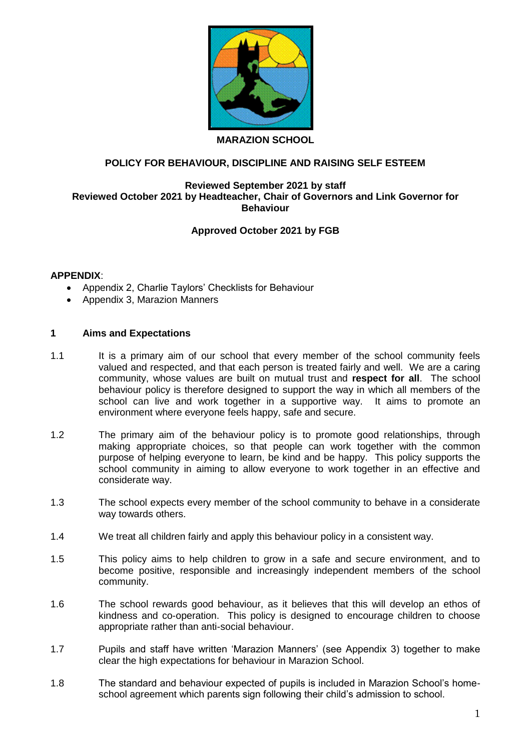# MARAZION SCHOOL

## POLICY FOR BEHAVIOUR, DISCIPLINE AND RAISING SELF ESTEEM

**Reviewed September 2021 by staff**
**Reviewed October 2021 by Headteacher, Chair of Governors and Link Governor for Behaviour**

**Approved October 2021 by FGB**

**APPENDIX**:

- Appendix 2, Charlie Taylors' Checklists for Behaviour
- Appendix 3, Marazion Manners

## 1 Aims and Expectations

1.1 It is a primary aim of our school that every member of the school community feels valued and respected, and that each person is treated fairly and well. We are a caring community, whose values are built on mutual trust and **respect for all**. The school behaviour policy is therefore designed to support the way in which all members of the school can live and work together in a supportive way. It aims to promote an environment where everyone feels happy, safe and secure.

1.2 The primary aim of the behaviour policy is to promote good relationships, through making appropriate choices, so that people can work together with the common purpose of helping everyone to learn, be kind and be happy. This policy supports the school community in aiming to allow everyone to work together in an effective and considerate way.

1.3 The school expects every member of the school community to behave in a considerate way towards others.

1.4 We treat all children fairly and apply this behaviour policy in a consistent way.

1.5 This policy aims to help children to grow in a safe and secure environment, and to become positive, responsible and increasingly independent members of the school community.

1.6 The school rewards good behaviour, as it believes that this will develop an ethos of kindness and co-operation. This policy is designed to encourage children to choose appropriate rather than anti-social behaviour.

1.7 Pupils and staff have written 'Marazion Manners' (see Appendix 3) together to make clear the high expectations for behaviour in Marazion School.

1.8 The standard and behaviour expected of pupils is included in Marazion School's home-school agreement which parents sign following their child's admission to school.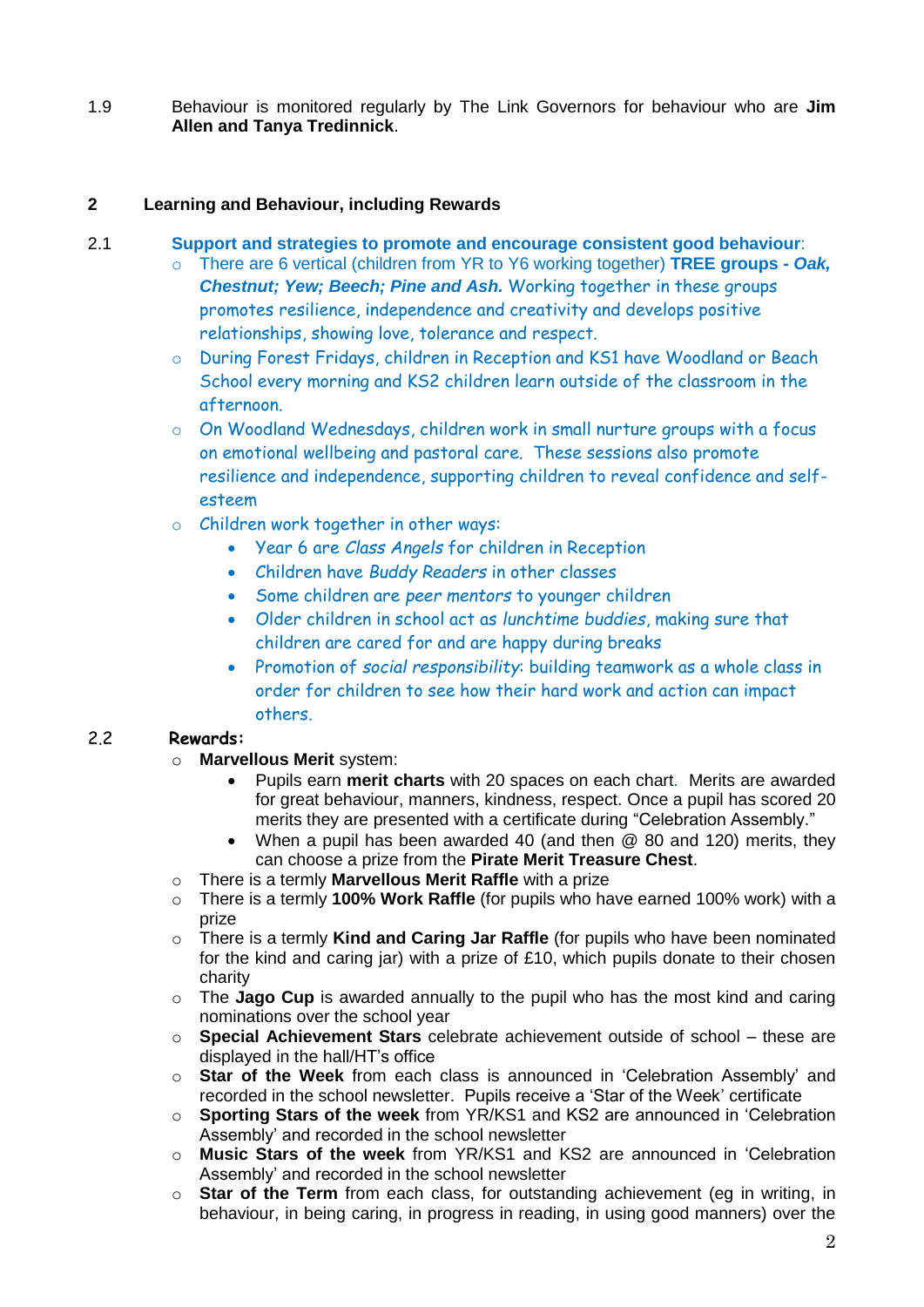1.9 Behaviour is monitored regularly by The Link Governors for behaviour who are **Jim Allen and Tanya Tredinnick**.

## 2 Learning and Behaviour, including Rewards

2.1 **Support and strategies to promote and encourage consistent good behaviour**:

- There are 6 vertical (children from YR to Y6 working together) **TREE groups - *Oak, Chestnut; Yew; Beech; Pine and Ash.*** Working together in these groups promotes resilience, independence and creativity and develops positive relationships, showing love, tolerance and respect.
- During Forest Fridays, children in Reception and KS1 have Woodland or Beach School every morning and KS2 children learn outside of the classroom in the afternoon.
- On Woodland Wednesdays, children work in small nurture groups with a focus on emotional wellbeing and pastoral care. These sessions also promote resilience and independence, supporting children to reveal confidence and self-esteem
- Children work together in other ways:
  - Year 6 are *Class Angels* for children in Reception
  - Children have *Buddy Readers* in other classes
  - Some children are *peer mentors* to younger children
  - Older children in school act as *lunchtime buddies*, making sure that children are cared for and are happy during breaks
  - Promotion of *social responsibility*: building teamwork as a whole class in order for children to see how their hard work and action can impact others.

2.2 **Rewards:**

- **Marvellous Merit** system:
  - Pupils earn **merit charts** with 20 spaces on each chart. Merits are awarded for great behaviour, manners, kindness, respect. Once a pupil has scored 20 merits they are presented with a certificate during "Celebration Assembly."
  - When a pupil has been awarded 40 (and then @ 80 and 120) merits, they can choose a prize from the **Pirate Merit Treasure Chest**.
- There is a termly **Marvellous Merit Raffle** with a prize
- There is a termly **100% Work Raffle** (for pupils who have earned 100% work) with a prize
- There is a termly **Kind and Caring Jar Raffle** (for pupils who have been nominated for the kind and caring jar) with a prize of £10, which pupils donate to their chosen charity
- The **Jago Cup** is awarded annually to the pupil who has the most kind and caring nominations over the school year
- **Special Achievement Stars** celebrate achievement outside of school – these are displayed in the hall/HT's office
- **Star of the Week** from each class is announced in 'Celebration Assembly' and recorded in the school newsletter. Pupils receive a 'Star of the Week' certificate
- **Sporting Stars of the week** from YR/KS1 and KS2 are announced in 'Celebration Assembly' and recorded in the school newsletter
- **Music Stars of the week** from YR/KS1 and KS2 are announced in 'Celebration Assembly' and recorded in the school newsletter
- **Star of the Term** from each class, for outstanding achievement (eg in writing, in behaviour, in being caring, in progress in reading, in using good manners) over the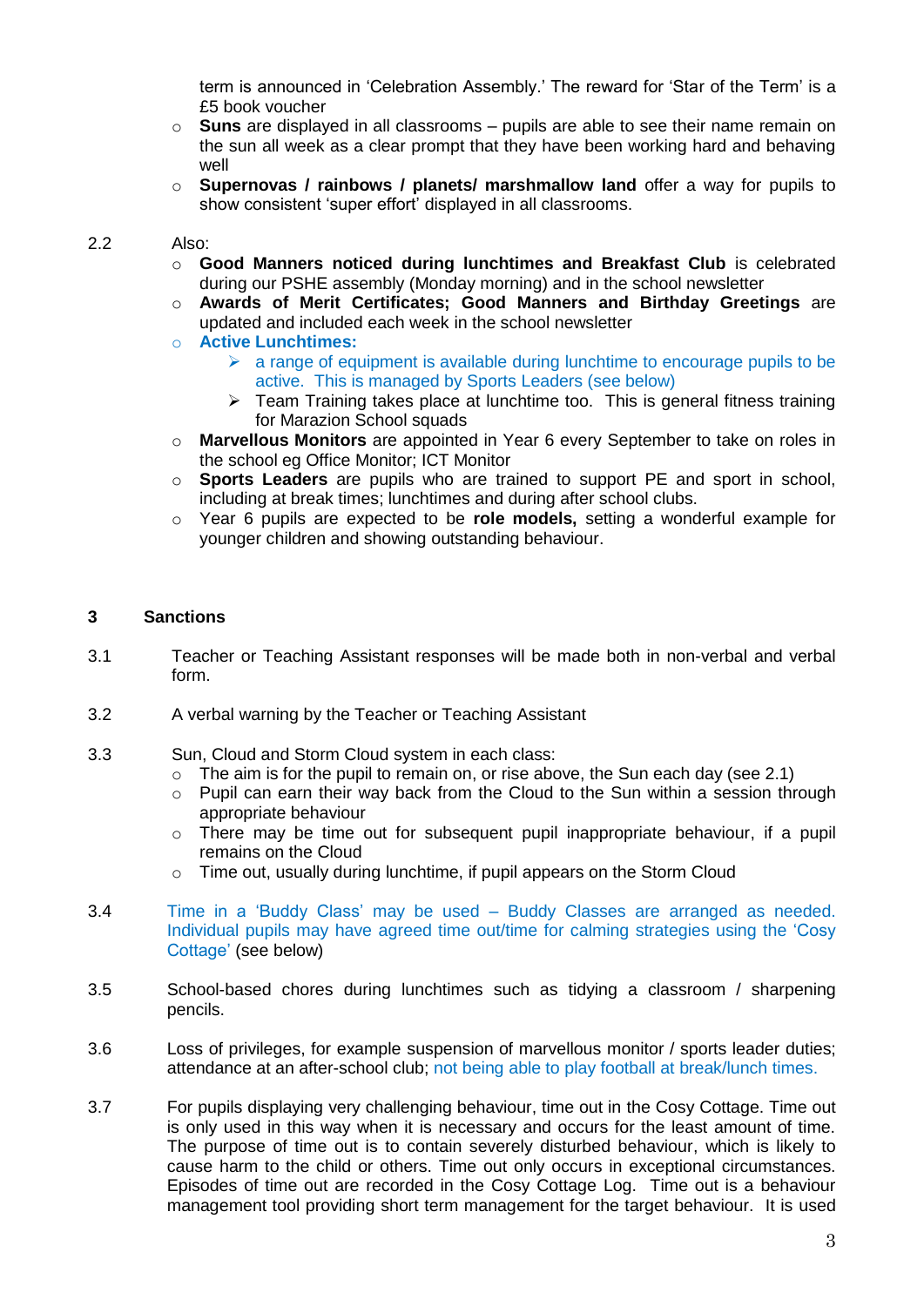term is announced in 'Celebration Assembly.' The reward for 'Star of the Term' is a £5 book voucher

- **Suns** are displayed in all classrooms – pupils are able to see their name remain on the sun all week as a clear prompt that they have been working hard and behaving well
- **Supernovas / rainbows / planets/ marshmallow land** offer a way for pupils to show consistent 'super effort' displayed in all classrooms.

2.2 Also:

- **Good Manners noticed during lunchtimes and Breakfast Club** is celebrated during our PSHE assembly (Monday morning) and in the school newsletter
- **Awards of Merit Certificates; Good Manners and Birthday Greetings** are updated and included each week in the school newsletter
- **Active Lunchtimes:**
  - a range of equipment is available during lunchtime to encourage pupils to be active. This is managed by Sports Leaders (see below)
  - Team Training takes place at lunchtime too. This is general fitness training for Marazion School squads
- **Marvellous Monitors** are appointed in Year 6 every September to take on roles in the school eg Office Monitor; ICT Monitor
- **Sports Leaders** are pupils who are trained to support PE and sport in school, including at break times; lunchtimes and during after school clubs.
- Year 6 pupils are expected to be **role models,** setting a wonderful example for younger children and showing outstanding behaviour.

## 3 Sanctions

3.1 Teacher or Teaching Assistant responses will be made both in non-verbal and verbal form.

3.2 A verbal warning by the Teacher or Teaching Assistant

3.3 Sun, Cloud and Storm Cloud system in each class:

- The aim is for the pupil to remain on, or rise above, the Sun each day (see 2.1)
- Pupil can earn their way back from the Cloud to the Sun within a session through appropriate behaviour
- There may be time out for subsequent pupil inappropriate behaviour, if a pupil remains on the Cloud
- Time out, usually during lunchtime, if pupil appears on the Storm Cloud

3.4 Time in a 'Buddy Class' may be used – Buddy Classes are arranged as needed. Individual pupils may have agreed time out/time for calming strategies using the 'Cosy Cottage' (see below)

3.5 School-based chores during lunchtimes such as tidying a classroom / sharpening pencils.

3.6 Loss of privileges, for example suspension of marvellous monitor / sports leader duties; attendance at an after-school club; not being able to play football at break/lunch times.

3.7 For pupils displaying very challenging behaviour, time out in the Cosy Cottage. Time out is only used in this way when it is necessary and occurs for the least amount of time. The purpose of time out is to contain severely disturbed behaviour, which is likely to cause harm to the child or others. Time out only occurs in exceptional circumstances. Episodes of time out are recorded in the Cosy Cottage Log. Time out is a behaviour management tool providing short term management for the target behaviour. It is used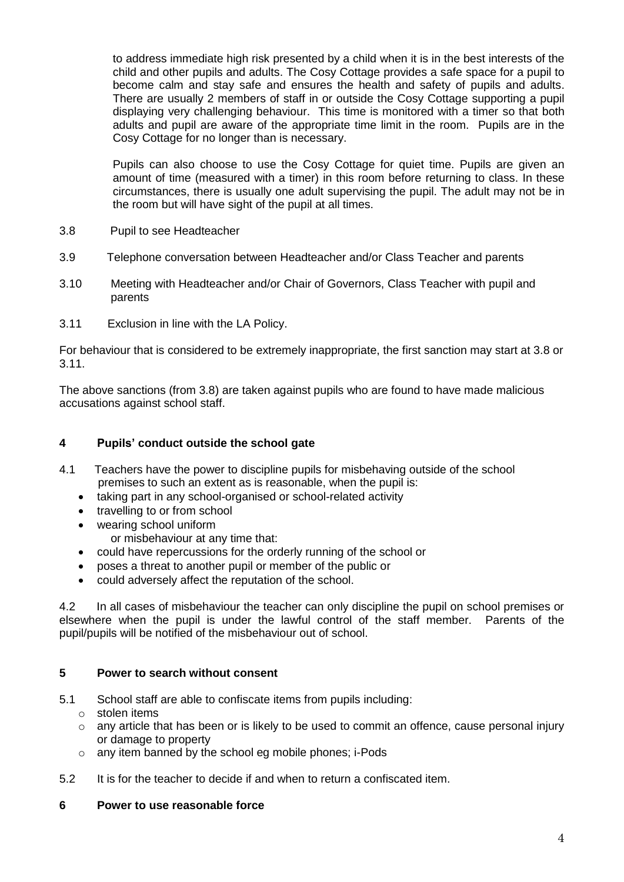to address immediate high risk presented by a child when it is in the best interests of the child and other pupils and adults. The Cosy Cottage provides a safe space for a pupil to become calm and stay safe and ensures the health and safety of pupils and adults. There are usually 2 members of staff in or outside the Cosy Cottage supporting a pupil displaying very challenging behaviour. This time is monitored with a timer so that both adults and pupil are aware of the appropriate time limit in the room. Pupils are in the Cosy Cottage for no longer than is necessary.

Pupils can also choose to use the Cosy Cottage for quiet time. Pupils are given an amount of time (measured with a timer) in this room before returning to class. In these circumstances, there is usually one adult supervising the pupil. The adult may not be in the room but will have sight of the pupil at all times.

3.8 Pupil to see Headteacher

3.9 Telephone conversation between Headteacher and/or Class Teacher and parents

3.10 Meeting with Headteacher and/or Chair of Governors, Class Teacher with pupil and parents

3.11 Exclusion in line with the LA Policy.

For behaviour that is considered to be extremely inappropriate, the first sanction may start at 3.8 or 3.11.

The above sanctions (from 3.8) are taken against pupils who are found to have made malicious accusations against school staff.

## 4 Pupils' conduct outside the school gate

4.1 Teachers have the power to discipline pupils for misbehaving outside of the school premises to such an extent as is reasonable, when the pupil is:

- taking part in any school-organised or school-related activity
- travelling to or from school
- wearing school uniform

or misbehaviour at any time that:

- could have repercussions for the orderly running of the school or
- poses a threat to another pupil or member of the public or
- could adversely affect the reputation of the school.

4.2 In all cases of misbehaviour the teacher can only discipline the pupil on school premises or elsewhere when the pupil is under the lawful control of the staff member. Parents of the pupil/pupils will be notified of the misbehaviour out of school.

## 5 Power to search without consent

5.1 School staff are able to confiscate items from pupils including:

- stolen items
- any article that has been or is likely to be used to commit an offence, cause personal injury or damage to property
- any item banned by the school eg mobile phones; i-Pods

5.2 It is for the teacher to decide if and when to return a confiscated item.

## 6 Power to use reasonable force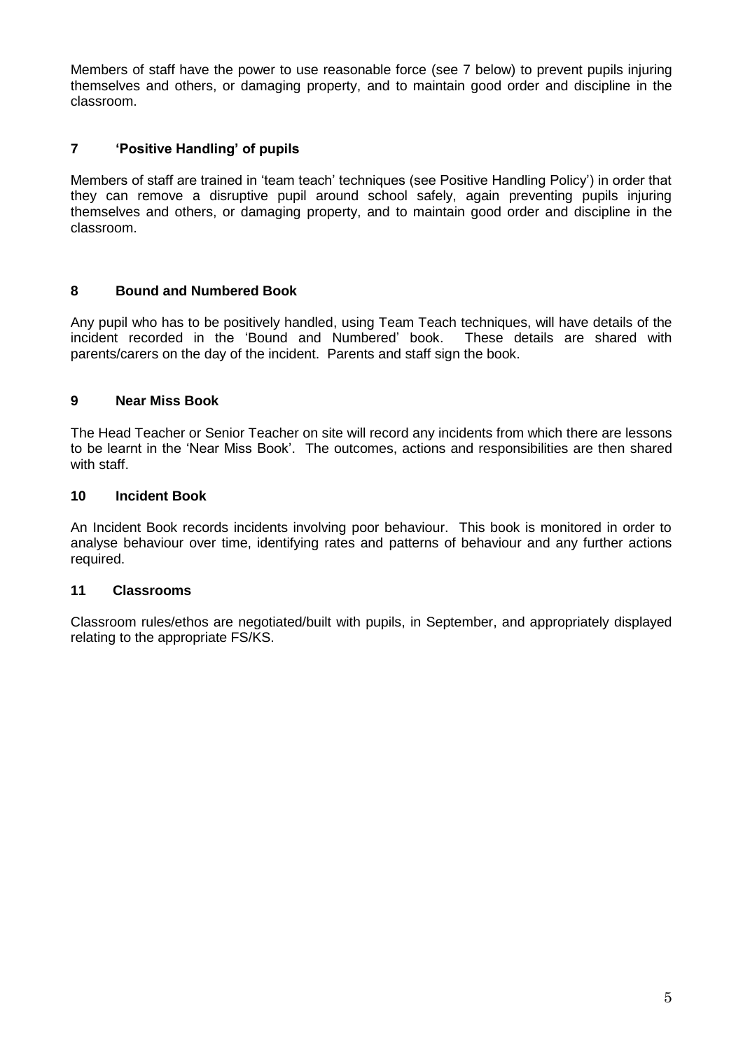Members of staff have the power to use reasonable force (see 7 below) to prevent pupils injuring themselves and others, or damaging property, and to maintain good order and discipline in the classroom.

## 7 'Positive Handling' of pupils

Members of staff are trained in 'team teach' techniques (see Positive Handling Policy') in order that they can remove a disruptive pupil around school safely, again preventing pupils injuring themselves and others, or damaging property, and to maintain good order and discipline in the classroom.

## 8 Bound and Numbered Book

Any pupil who has to be positively handled, using Team Teach techniques, will have details of the incident recorded in the 'Bound and Numbered' book. These details are shared with parents/carers on the day of the incident. Parents and staff sign the book.

## 9 Near Miss Book

The Head Teacher or Senior Teacher on site will record any incidents from which there are lessons to be learnt in the 'Near Miss Book'. The outcomes, actions and responsibilities are then shared with staff.

## 10 Incident Book

An Incident Book records incidents involving poor behaviour. This book is monitored in order to analyse behaviour over time, identifying rates and patterns of behaviour and any further actions required.

## 11 Classrooms

Classroom rules/ethos are negotiated/built with pupils, in September, and appropriately displayed relating to the appropriate FS/KS.